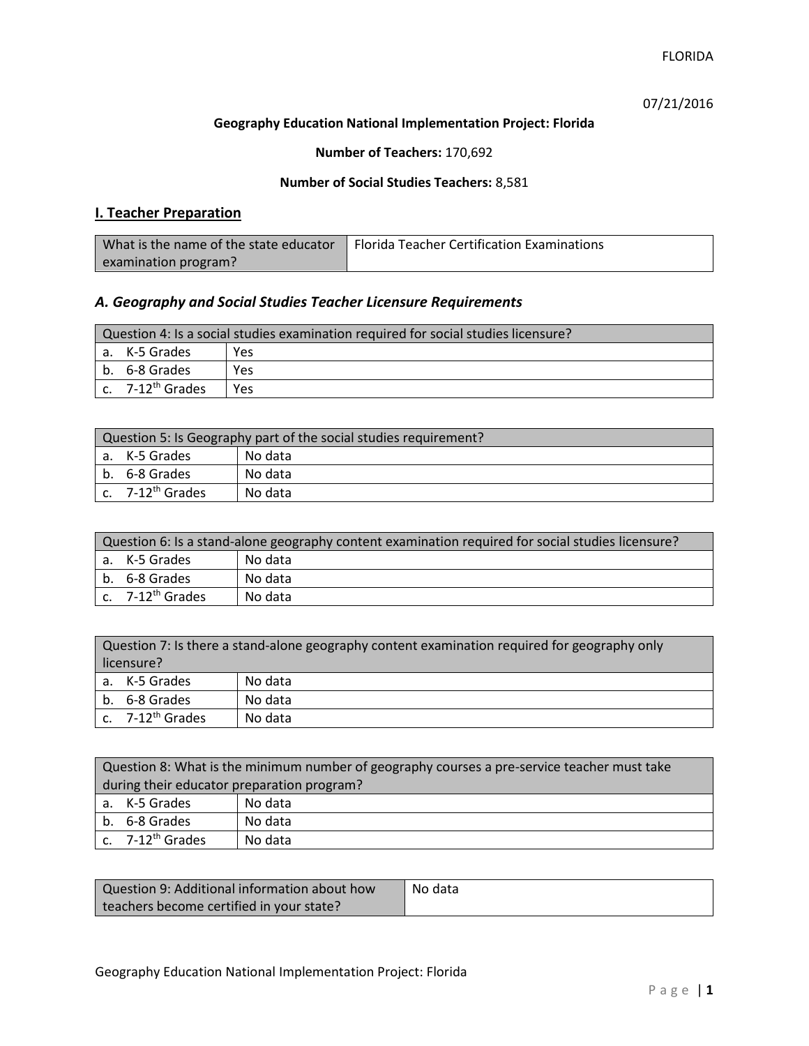FLORIDA

07/21/2016

**Geography Education National Implementation Project: Florida**

**Number of Teachers:** 170,692

**Number of Social Studies Teachers:** 8,581

## I. Teacher Preparation

| | |
|---|---|
| What is the name of the state educator examination program? | Florida Teacher Certification Examinations |

### *A. Geography and Social Studies Teacher Licensure Requirements*

| Question 4: Is a social studies examination required for social studies licensure? | |
|---|---|
| a. K-5 Grades | Yes |
| b. 6-8 Grades | Yes |
| c. 7-12th Grades | Yes |

| Question 5: Is Geography part of the social studies requirement? | |
|---|---|
| a. K-5 Grades | No data |
| b. 6-8 Grades | No data |
| c. 7-12th Grades | No data |

| Question 6: Is a stand-alone geography content examination required for social studies licensure? | |
|---|---|
| a. K-5 Grades | No data |
| b. 6-8 Grades | No data |
| c. 7-12th Grades | No data |

| Question 7: Is there a stand-alone geography content examination required for geography only licensure? | |
|---|---|
| a. K-5 Grades | No data |
| b. 6-8 Grades | No data |
| c. 7-12th Grades | No data |

| Question 8: What is the minimum number of geography courses a pre-service teacher must take during their educator preparation program? | |
|---|---|
| a. K-5 Grades | No data |
| b. 6-8 Grades | No data |
| c. 7-12th Grades | No data |

| | |
|---|---|
| Question 9: Additional information about how teachers become certified in your state? | No data |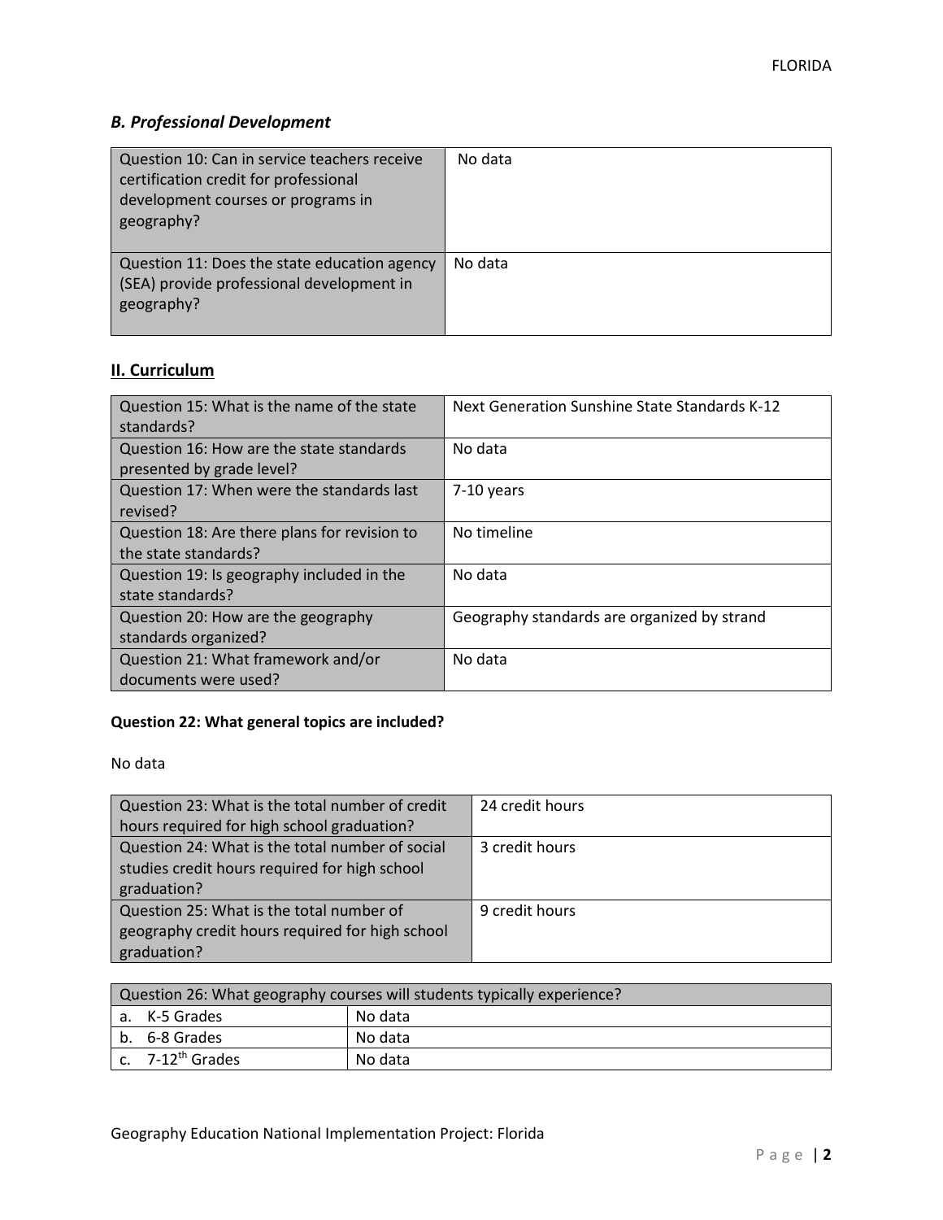### *B. Professional Development*

| | |
|---|---|
| Question 10: Can in service teachers receive certification credit for professional development courses or programs in geography? | No data |
| Question 11: Does the state education agency (SEA) provide professional development in geography? | No data |

## II. Curriculum

| | |
|---|---|
| Question 15: What is the name of the state standards? | Next Generation Sunshine State Standards K-12 |
| Question 16: How are the state standards presented by grade level? | No data |
| Question 17: When were the standards last revised? | 7-10 years |
| Question 18: Are there plans for revision to the state standards? | No timeline |
| Question 19: Is geography included in the state standards? | No data |
| Question 20: How are the geography standards organized? | Geography standards are organized by strand |
| Question 21: What framework and/or documents were used? | No data |

**Question 22: What general topics are included?**

No data

| | |
|---|---|
| Question 23: What is the total number of credit hours required for high school graduation? | 24 credit hours |
| Question 24: What is the total number of social studies credit hours required for high school graduation? | 3 credit hours |
| Question 25: What is the total number of geography credit hours required for high school graduation? | 9 credit hours |

| Question 26: What geography courses will students typically experience? | |
|---|---|
| a. K-5 Grades | No data |
| b. 6-8 Grades | No data |
| c. 7-12th Grades | No data |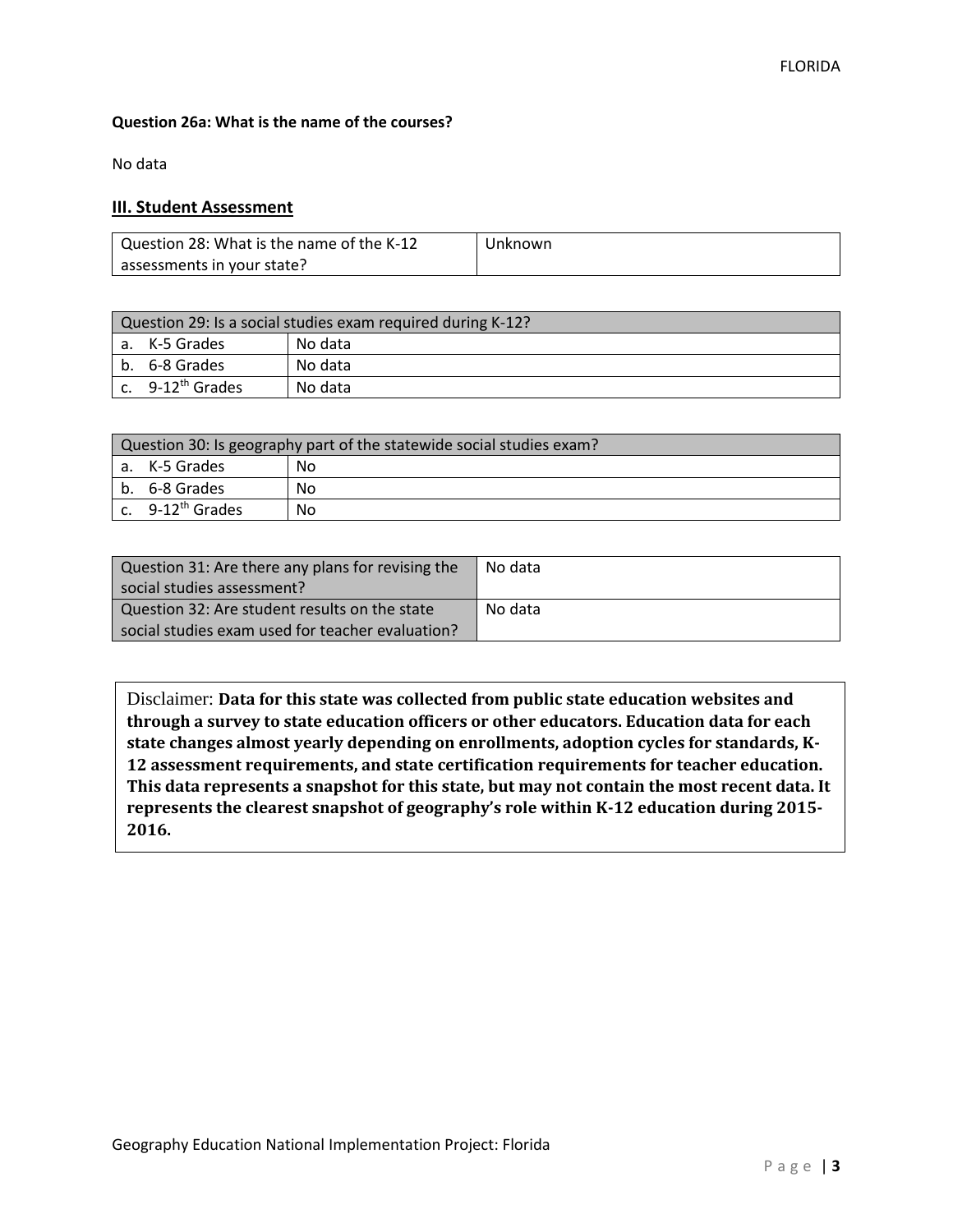**Question 26a: What is the name of the courses?**

No data

## III. Student Assessment

| | |
|---|---|
| Question 28: What is the name of the K-12 assessments in your state? | Unknown |

| Question 29: Is a social studies exam required during K-12? | |
|---|---|
| a. K-5 Grades | No data |
| b. 6-8 Grades | No data |
| c. 9-12th Grades | No data |

| Question 30: Is geography part of the statewide social studies exam? | |
|---|---|
| a. K-5 Grades | No |
| b. 6-8 Grades | No |
| c. 9-12th Grades | No |

| | |
|---|---|
| Question 31: Are there any plans for revising the social studies assessment? | No data |
| Question 32: Are student results on the state social studies exam used for teacher evaluation? | No data |

Disclaimer: **Data for this state was collected from public state education websites and through a survey to state education officers or other educators. Education data for each state changes almost yearly depending on enrollments, adoption cycles for standards, K-12 assessment requirements, and state certification requirements for teacher education. This data represents a snapshot for this state, but may not contain the most recent data. It represents the clearest snapshot of geography's role within K-12 education during 2015-2016.**